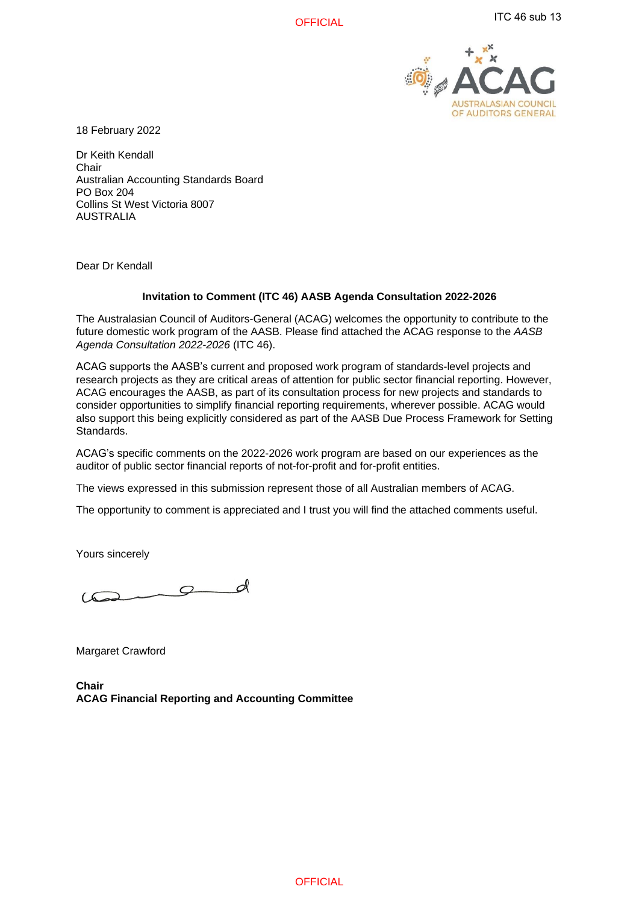18 February 2022

Dr Keith Kendall
Chair
Australian Accounting Standards Board
PO Box 204
Collins St West Victoria 8007
AUSTRALIA

Dear Dr Kendall

**Invitation to Comment (ITC 46) AASB Agenda Consultation 2022-2026**

The Australasian Council of Auditors-General (ACAG) welcomes the opportunity to contribute to the future domestic work program of the AASB. Please find attached the ACAG response to the *AASB Agenda Consultation 2022-2026* (ITC 46).

ACAG supports the AASB's current and proposed work program of standards-level projects and research projects as they are critical areas of attention for public sector financial reporting. However, ACAG encourages the AASB, as part of its consultation process for new projects and standards to consider opportunities to simplify financial reporting requirements, wherever possible. ACAG would also support this being explicitly considered as part of the AASB Due Process Framework for Setting Standards.

ACAG's specific comments on the 2022-2026 work program are based on our experiences as the auditor of public sector financial reports of not-for-profit and for-profit entities.

The views expressed in this submission represent those of all Australian members of ACAG.

The opportunity to comment is appreciated and I trust you will find the attached comments useful.

Yours sincerely

Margaret Crawford

**Chair**
**ACAG Financial Reporting and Accounting Committee**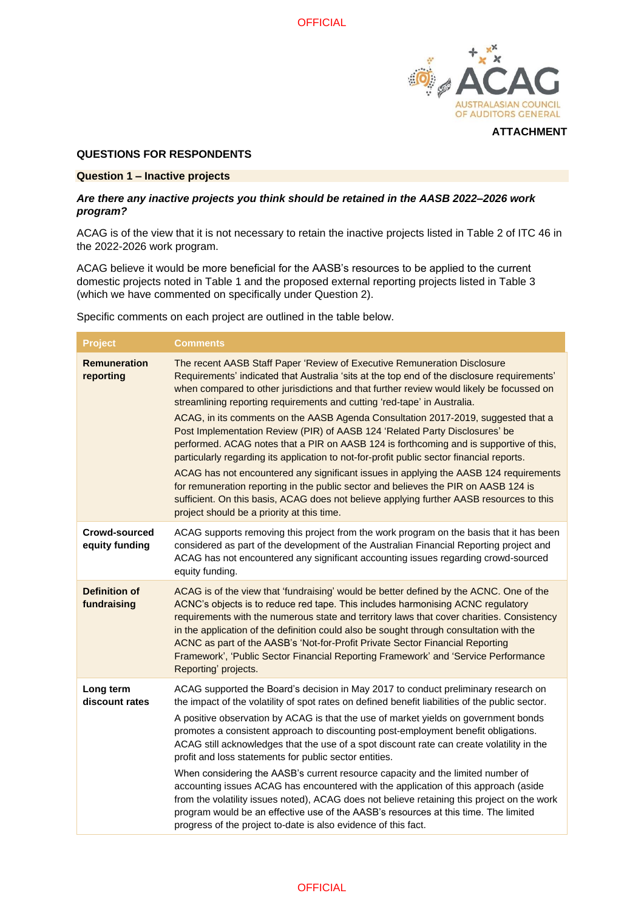**ATTACHMENT**

## QUESTIONS FOR RESPONDENTS

### Question 1 – Inactive projects

***Are there any inactive projects you think should be retained in the AASB 2022–2026 work program?***

ACAG is of the view that it is not necessary to retain the inactive projects listed in Table 2 of ITC 46 in the 2022-2026 work program.

ACAG believe it would be more beneficial for the AASB's resources to be applied to the current domestic projects noted in Table 1 and the proposed external reporting projects listed in Table 3 (which we have commented on specifically under Question 2).

Specific comments on each project are outlined in the table below.

| Project | Comments |
|---|---|
| **Remuneration reporting** | The recent AASB Staff Paper 'Review of Executive Remuneration Disclosure Requirements' indicated that Australia 'sits at the top end of the disclosure requirements' when compared to other jurisdictions and that further review would likely be focussed on streamlining reporting requirements and cutting 'red-tape' in Australia.<br><br>ACAG, in its comments on the AASB Agenda Consultation 2017-2019, suggested that a Post Implementation Review (PIR) of AASB 124 'Related Party Disclosures' be performed. ACAG notes that a PIR on AASB 124 is forthcoming and is supportive of this, particularly regarding its application to not-for-profit public sector financial reports.<br><br>ACAG has not encountered any significant issues in applying the AASB 124 requirements for remuneration reporting in the public sector and believes the PIR on AASB 124 is sufficient. On this basis, ACAG does not believe applying further AASB resources to this project should be a priority at this time. |
| **Crowd-sourced equity funding** | ACAG supports removing this project from the work program on the basis that it has been considered as part of the development of the Australian Financial Reporting project and ACAG has not encountered any significant accounting issues regarding crowd-sourced equity funding. |
| **Definition of fundraising** | ACAG is of the view that 'fundraising' would be better defined by the ACNC. One of the ACNC's objects is to reduce red tape. This includes harmonising ACNC regulatory requirements with the numerous state and territory laws that cover charities. Consistency in the application of the definition could also be sought through consultation with the ACNC as part of the AASB's 'Not-for-Profit Private Sector Financial Reporting Framework', 'Public Sector Financial Reporting Framework' and 'Service Performance Reporting' projects. |
| **Long term discount rates** | ACAG supported the Board's decision in May 2017 to conduct preliminary research on the impact of the volatility of spot rates on defined benefit liabilities of the public sector.<br><br>A positive observation by ACAG is that the use of market yields on government bonds promotes a consistent approach to discounting post-employment benefit obligations. ACAG still acknowledges that the use of a spot discount rate can create volatility in the profit and loss statements for public sector entities.<br><br>When considering the AASB's current resource capacity and the limited number of accounting issues ACAG has encountered with the application of this approach (aside from the volatility issues noted), ACAG does not believe retaining this project on the work program would be an effective use of the AASB's resources at this time. The limited progress of the project to-date is also evidence of this fact. |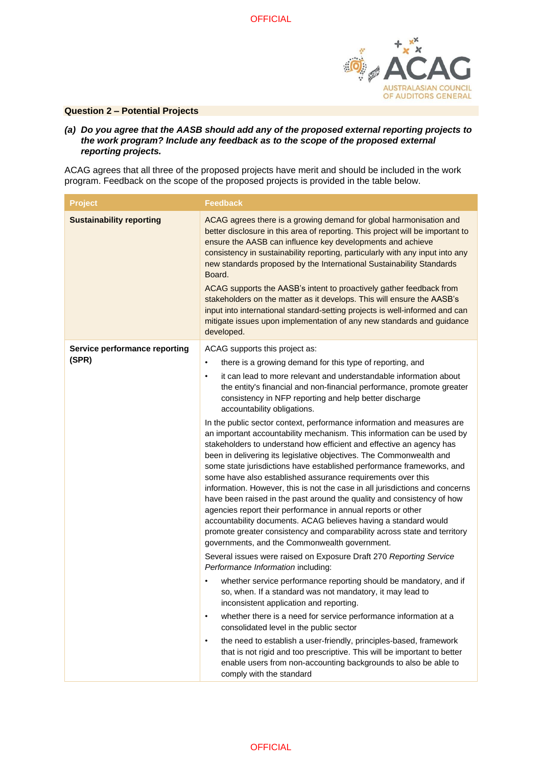## Question 2 – Potential Projects

***(a) Do you agree that the AASB should add any of the proposed external reporting projects to the work program? Include any feedback as to the scope of the proposed external reporting projects.***

ACAG agrees that all three of the proposed projects have merit and should be included in the work program. Feedback on the scope of the proposed projects is provided in the table below.

| Project | Feedback |
|---|---|
| **Sustainability reporting** | ACAG agrees there is a growing demand for global harmonisation and better disclosure in this area of reporting. This project will be important to ensure the AASB can influence key developments and achieve consistency in sustainability reporting, particularly with any input into any new standards proposed by the International Sustainability Standards Board.<br><br>ACAG supports the AASB's intent to proactively gather feedback from stakeholders on the matter as it develops. This will ensure the AASB's input into international standard-setting projects is well-informed and can mitigate issues upon implementation of any new standards and guidance developed. |
| **Service performance reporting (SPR)** | ACAG supports this project as:<br>• there is a growing demand for this type of reporting, and<br>• it can lead to more relevant and understandable information about the entity's financial and non-financial performance, promote greater consistency in NFP reporting and help better discharge accountability obligations.<br><br>In the public sector context, performance information and measures are an important accountability mechanism. This information can be used by stakeholders to understand how efficient and effective an agency has been in delivering its legislative objectives. The Commonwealth and some state jurisdictions have established performance frameworks, and some have also established assurance requirements over this information. However, this is not the case in all jurisdictions and concerns have been raised in the past around the quality and consistency of how agencies report their performance in annual reports or other accountability documents. ACAG believes having a standard would promote greater consistency and comparability across state and territory governments, and the Commonwealth government.<br><br>Several issues were raised on Exposure Draft 270 *Reporting Service Performance Information* including:<br>• whether service performance reporting should be mandatory, and if so, when. If a standard was not mandatory, it may lead to inconsistent application and reporting.<br>• whether there is a need for service performance information at a consolidated level in the public sector<br>• the need to establish a user-friendly, principles-based, framework that is not rigid and too prescriptive. This will be important to better enable users from non-accounting backgrounds to also be able to comply with the standard |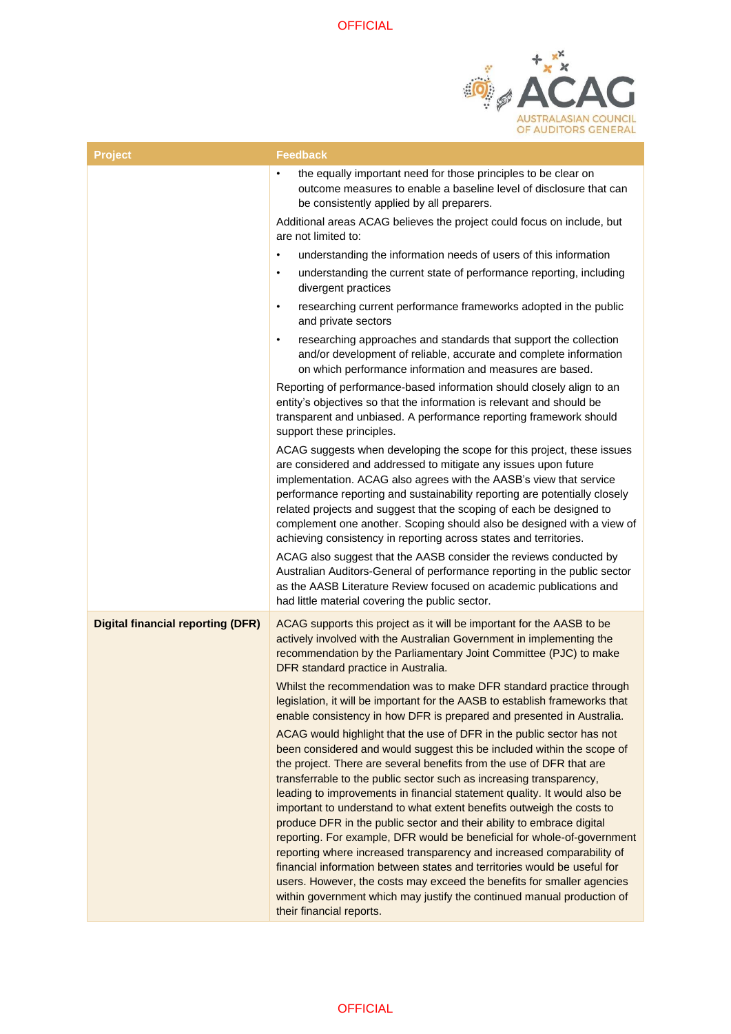| Project | Feedback |
| --- | --- |
| | • the equally important need for those principles to be clear on outcome measures to enable a baseline level of disclosure that can be consistently applied by all preparers.<br><br>Additional areas ACAG believes the project could focus on include, but are not limited to:<br><br>• understanding the information needs of users of this information<br>• understanding the current state of performance reporting, including divergent practices<br>• researching current performance frameworks adopted in the public and private sectors<br>• researching approaches and standards that support the collection and/or development of reliable, accurate and complete information on which performance information and measures are based.<br><br>Reporting of performance-based information should closely align to an entity's objectives so that the information is relevant and should be transparent and unbiased. A performance reporting framework should support these principles.<br><br>ACAG suggests when developing the scope for this project, these issues are considered and addressed to mitigate any issues upon future implementation. ACAG also agrees with the AASB's view that service performance reporting and sustainability reporting are potentially closely related projects and suggest that the scoping of each be designed to complement one another. Scoping should also be designed with a view of achieving consistency in reporting across states and territories.<br><br>ACAG also suggest that the AASB consider the reviews conducted by Australian Auditors-General of performance reporting in the public sector as the AASB Literature Review focused on academic publications and had little material covering the public sector. |
| **Digital financial reporting (DFR)** | ACAG supports this project as it will be important for the AASB to be actively involved with the Australian Government in implementing the recommendation by the Parliamentary Joint Committee (PJC) to make DFR standard practice in Australia.<br><br>Whilst the recommendation was to make DFR standard practice through legislation, it will be important for the AASB to establish frameworks that enable consistency in how DFR is prepared and presented in Australia.<br><br>ACAG would highlight that the use of DFR in the public sector has not been considered and would suggest this be included within the scope of the project. There are several benefits from the use of DFR that are transferrable to the public sector such as increasing transparency, leading to improvements in financial statement quality. It would also be important to understand to what extent benefits outweigh the costs to produce DFR in the public sector and their ability to embrace digital reporting. For example, DFR would be beneficial for whole-of-government reporting where increased transparency and increased comparability of financial information between states and territories would be useful for users. However, the costs may exceed the benefits for smaller agencies within government which may justify the continued manual production of their financial reports. |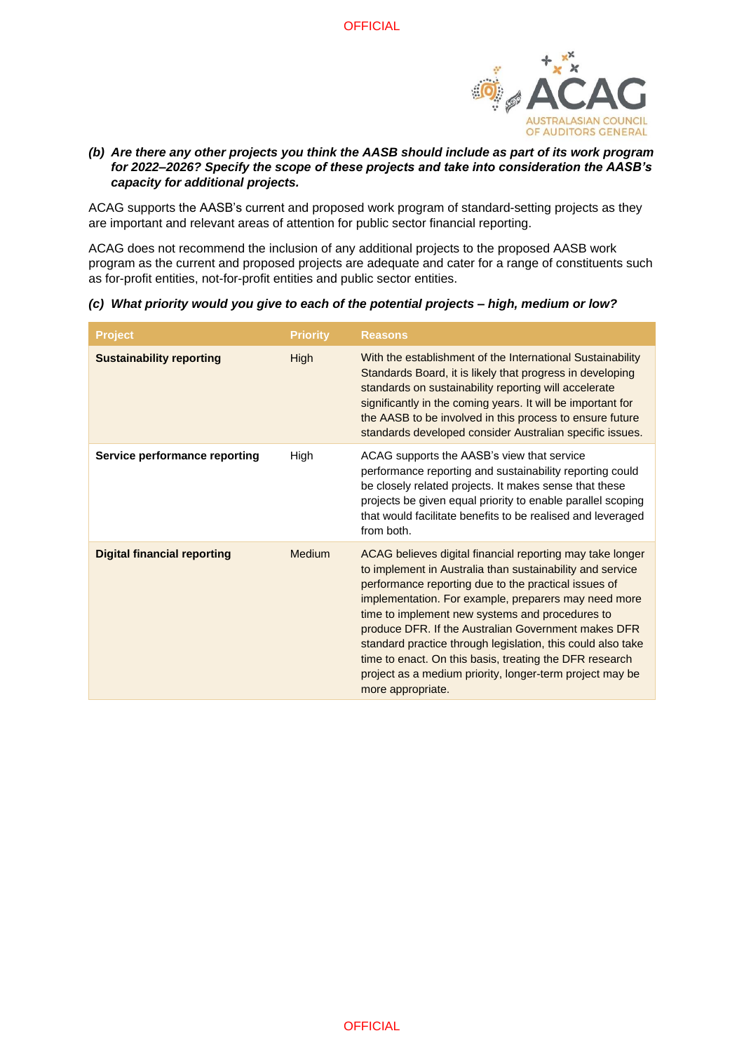***(b) Are there any other projects you think the AASB should include as part of its work program for 2022–2026? Specify the scope of these projects and take into consideration the AASB's capacity for additional projects.***

ACAG supports the AASB's current and proposed work program of standard-setting projects as they are important and relevant areas of attention for public sector financial reporting.

ACAG does not recommend the inclusion of any additional projects to the proposed AASB work program as the current and proposed projects are adequate and cater for a range of constituents such as for-profit entities, not-for-profit entities and public sector entities.

***(c) What priority would you give to each of the potential projects – high, medium or low?***

| Project | Priority | Reasons |
|---|---|---|
| **Sustainability reporting** | High | With the establishment of the International Sustainability Standards Board, it is likely that progress in developing standards on sustainability reporting will accelerate significantly in the coming years. It will be important for the AASB to be involved in this process to ensure future standards developed consider Australian specific issues. |
| **Service performance reporting** | High | ACAG supports the AASB's view that service performance reporting and sustainability reporting could be closely related projects. It makes sense that these projects be given equal priority to enable parallel scoping that would facilitate benefits to be realised and leveraged from both. |
| **Digital financial reporting** | Medium | ACAG believes digital financial reporting may take longer to implement in Australia than sustainability and service performance reporting due to the practical issues of implementation. For example, preparers may need more time to implement new systems and procedures to produce DFR. If the Australian Government makes DFR standard practice through legislation, this could also take time to enact. On this basis, treating the DFR research project as a medium priority, longer-term project may be more appropriate. |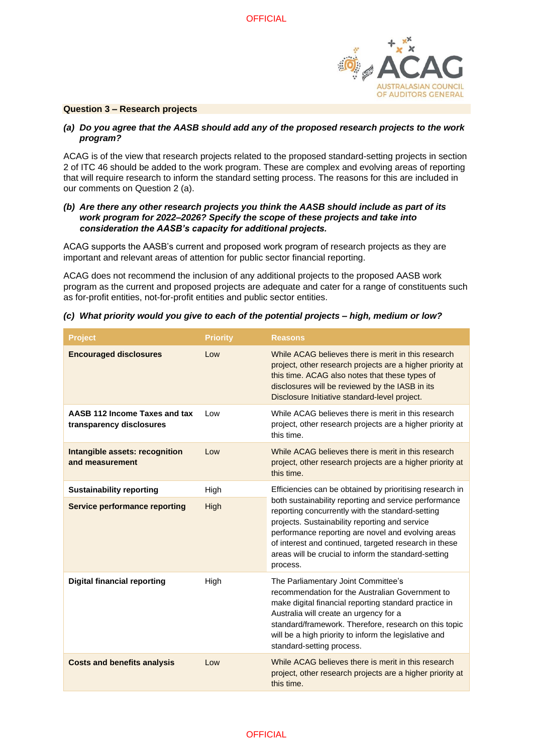## Question 3 – Research projects

**(a) *Do you agree that the AASB should add any of the proposed research projects to the work program?***

ACAG is of the view that research projects related to the proposed standard-setting projects in section 2 of ITC 46 should be added to the work program. These are complex and evolving areas of reporting that will require research to inform the standard setting process. The reasons for this are included in our comments on Question 2 (a).

**(b) *Are there any other research projects you think the AASB should include as part of its work program for 2022–2026? Specify the scope of these projects and take into consideration the AASB's capacity for additional projects.***

ACAG supports the AASB's current and proposed work program of research projects as they are important and relevant areas of attention for public sector financial reporting.

ACAG does not recommend the inclusion of any additional projects to the proposed AASB work program as the current and proposed projects are adequate and cater for a range of constituents such as for-profit entities, not-for-profit entities and public sector entities.

**(c) *What priority would you give to each of the potential projects – high, medium or low?***

| Project | Priority | Reasons |
|---|---|---|
| **Encouraged disclosures** | Low | While ACAG believes there is merit in this research project, other research projects are a higher priority at this time. ACAG also notes that these types of disclosures will be reviewed by the IASB in its Disclosure Initiative standard-level project. |
| **AASB 112 Income Taxes and tax transparency disclosures** | Low | While ACAG believes there is merit in this research project, other research projects are a higher priority at this time. |
| **Intangible assets: recognition and measurement** | Low | While ACAG believes there is merit in this research project, other research projects are a higher priority at this time. |
| **Sustainability reporting** | High | Efficiencies can be obtained by prioritising research in both sustainability reporting and service performance reporting concurrently with the standard-setting projects. Sustainability reporting and service performance reporting are novel and evolving areas of interest and continued, targeted research in these areas will be crucial to inform the standard-setting process. |
| **Service performance reporting** | High | |
| **Digital financial reporting** | High | The Parliamentary Joint Committee's recommendation for the Australian Government to make digital financial reporting standard practice in Australia will create an urgency for a standard/framework. Therefore, research on this topic will be a high priority to inform the legislative and standard-setting process. |
| **Costs and benefits analysis** | Low | While ACAG believes there is merit in this research project, other research projects are a higher priority at this time. |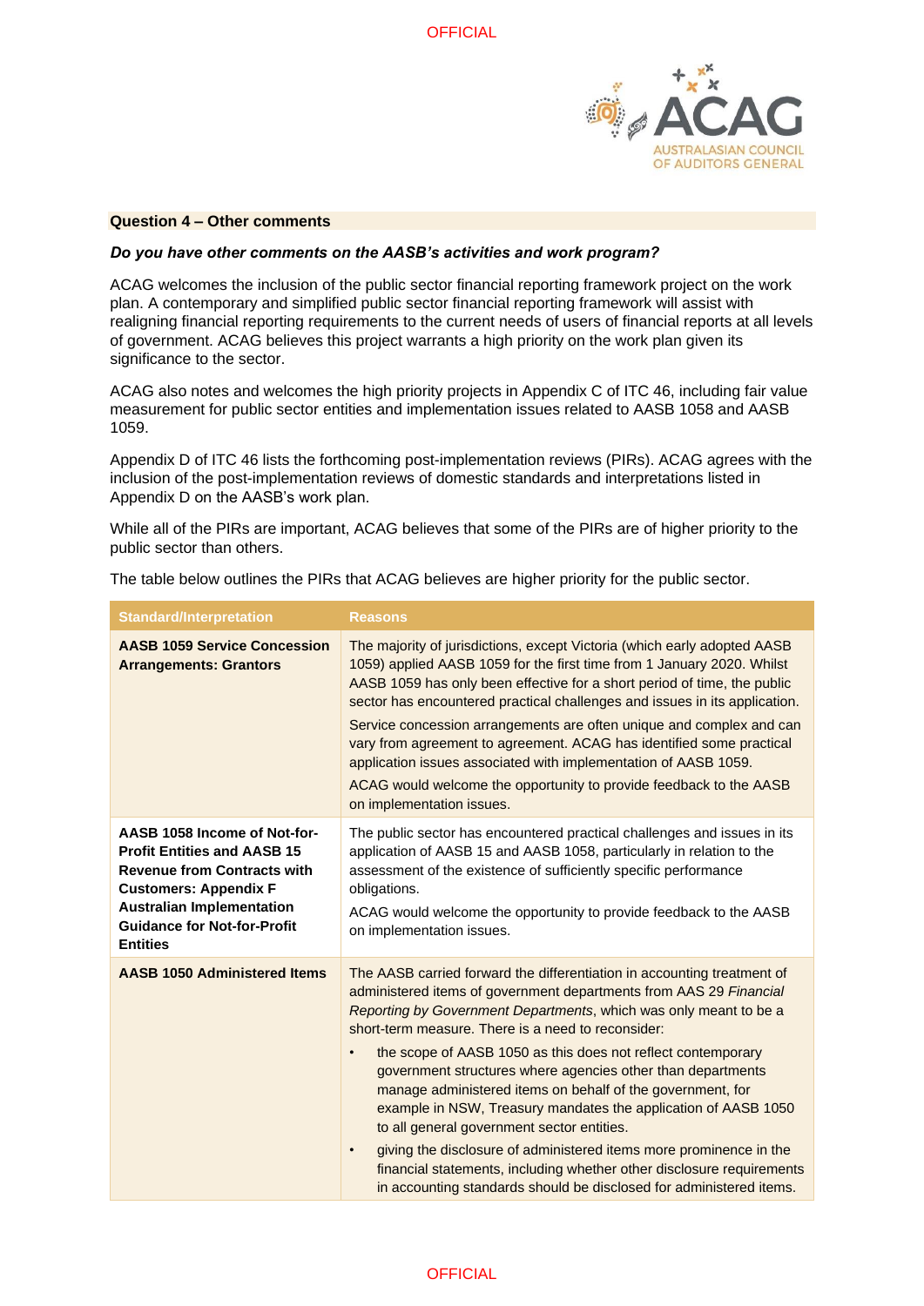### Question 4 – Other comments

***Do you have other comments on the AASB's activities and work program?***

ACAG welcomes the inclusion of the public sector financial reporting framework project on the work plan. A contemporary and simplified public sector financial reporting framework will assist with realigning financial reporting requirements to the current needs of users of financial reports at all levels of government. ACAG believes this project warrants a high priority on the work plan given its significance to the sector.

ACAG also notes and welcomes the high priority projects in Appendix C of ITC 46, including fair value measurement for public sector entities and implementation issues related to AASB 1058 and AASB 1059.

Appendix D of ITC 46 lists the forthcoming post-implementation reviews (PIRs). ACAG agrees with the inclusion of the post-implementation reviews of domestic standards and interpretations listed in Appendix D on the AASB's work plan.

While all of the PIRs are important, ACAG believes that some of the PIRs are of higher priority to the public sector than others.

The table below outlines the PIRs that ACAG believes are higher priority for the public sector.

| Standard/Interpretation | Reasons |
|---|---|
| **AASB 1059 Service Concession Arrangements: Grantors** | The majority of jurisdictions, except Victoria (which early adopted AASB 1059) applied AASB 1059 for the first time from 1 January 2020. Whilst AASB 1059 has only been effective for a short period of time, the public sector has encountered practical challenges and issues in its application.<br><br>Service concession arrangements are often unique and complex and can vary from agreement to agreement. ACAG has identified some practical application issues associated with implementation of AASB 1059.<br><br>ACAG would welcome the opportunity to provide feedback to the AASB on implementation issues. |
| **AASB 1058 Income of Not-for-Profit Entities and AASB 15 Revenue from Contracts with Customers: Appendix F Australian Implementation Guidance for Not-for-Profit Entities** | The public sector has encountered practical challenges and issues in its application of AASB 15 and AASB 1058, particularly in relation to the assessment of the existence of sufficiently specific performance obligations.<br><br>ACAG would welcome the opportunity to provide feedback to the AASB on implementation issues. |
| **AASB 1050 Administered Items** | The AASB carried forward the differentiation in accounting treatment of administered items of government departments from AAS 29 *Financial Reporting by Government Departments*, which was only meant to be a short-term measure. There is a need to reconsider:<br><br>• the scope of AASB 1050 as this does not reflect contemporary government structures where agencies other than departments manage administered items on behalf of the government, for example in NSW, Treasury mandates the application of AASB 1050 to all general government sector entities.<br><br>• giving the disclosure of administered items more prominence in the financial statements, including whether other disclosure requirements in accounting standards should be disclosed for administered items. |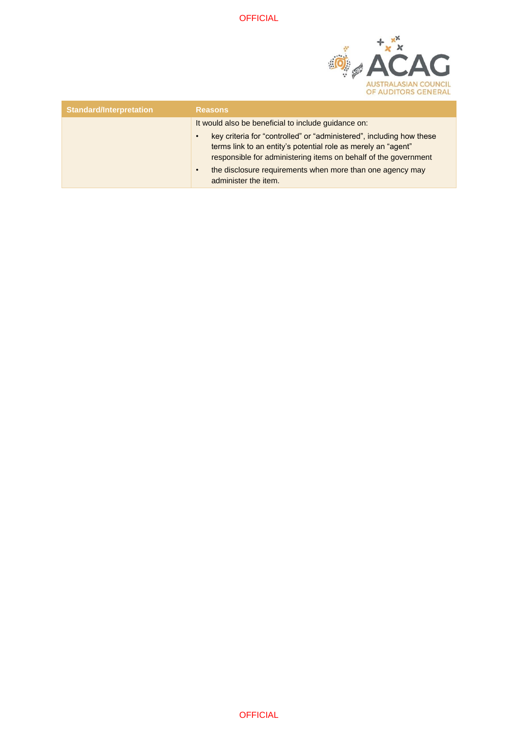| Standard/Interpretation | Reasons |
| --- | --- |
| | It would also be beneficial to include guidance on:<br>• key criteria for "controlled" or "administered", including how these terms link to an entity's potential role as merely an "agent" responsible for administering items on behalf of the government<br>• the disclosure requirements when more than one agency may administer the item. |